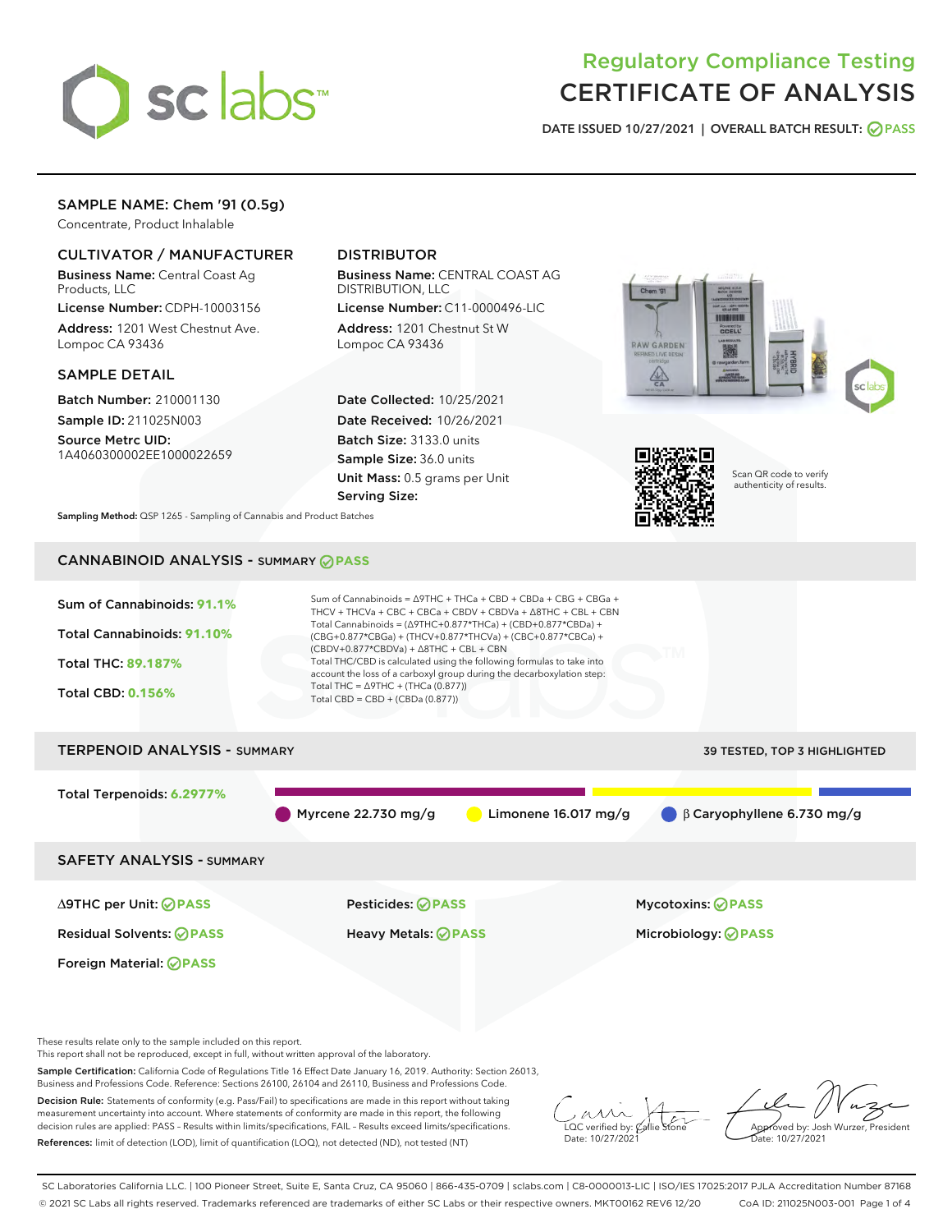# Regulatory Compliance Testing
# CERTIFICATE OF ANALYSIS

DATE ISSUED 10/27/2021 | OVERALL BATCH RESULT: PASS

## SAMPLE NAME: Chem '91 (0.5g)

Concentrate, Product Inhalable

### CULTIVATOR / MANUFACTURER

**Business Name:** Central Coast Ag Products, LLC

**License Number:** CDPH-10003156

**Address:** 1201 West Chestnut Ave. Lompoc CA 93436

### DISTRIBUTOR

**Business Name:** CENTRAL COAST AG DISTRIBUTION, LLC

**License Number:** C11-0000496-LIC

**Address:** 1201 Chestnut St W Lompoc CA 93436

### SAMPLE DETAIL

**Batch Number:** 210001130

**Sample ID:** 211025N003

**Source Metrc UID:** 1A4060300002EE1000022659

**Date Collected:** 10/25/2021

**Date Received:** 10/26/2021

**Batch Size:** 3133.0 units

**Sample Size:** 36.0 units

**Unit Mass:** 0.5 grams per Unit

**Serving Size:**

Scan QR code to verify authenticity of results.

**Sampling Method:** QSP 1265 - Sampling of Cannabis and Product Batches

## CANNABINOID ANALYSIS - SUMMARY PASS

**Sum of Cannabinoids:** 91.1%

**Total Cannabinoids:** 91.10%

**Total THC:** 89.187%

**Total CBD:** 0.156%

Sum of Cannabinoids = Δ9THC + THCa + CBD + CBDa + CBG + CBGa + THCV + THCVa + CBC + CBCa + CBDV + CBDVa + Δ8THC + CBL + CBN

Total Cannabinoids = (Δ9THC+0.877*THCa) + (CBD+0.877*CBDa) + (CBG+0.877*CBGa) + (THCV+0.877*THCVa) + (CBC+0.877*CBCa) + (CBDV+0.877*CBDVa) + Δ8THC + CBL + CBN

Total THC/CBD is calculated using the following formulas to take into account the loss of a carboxyl group during the decarboxylation step:

Total THC = Δ9THC + (THCa (0.877))

Total CBD = CBD + (CBDa (0.877))

## TERPENOID ANALYSIS - SUMMARY

39 TESTED, TOP 3 HIGHLIGHTED

**Total Terpenoids:** 6.2977%

Myrcene 22.730 mg/g | Limonene 16.017 mg/g | β Caryophyllene 6.730 mg/g

## SAFETY ANALYSIS - SUMMARY

| | | |
|---|---|---|
| Δ9THC per Unit: PASS | Pesticides: PASS | Mycotoxins: PASS |
| Residual Solvents: PASS | Heavy Metals: PASS | Microbiology: PASS |
| Foreign Material: PASS | | |

These results relate only to the sample included on this report.

This report shall not be reproduced, except in full, without written approval of the laboratory.

**Sample Certification:** California Code of Regulations Title 16 Effect Date January 16, 2019. Authority: Section 26013, Business and Professions Code. Reference: Sections 26100, 26104 and 26110, Business and Professions Code.

**Decision Rule:** Statements of conformity (e.g. Pass/Fail) to specifications are made in this report without taking measurement uncertainty into account. Where statements of conformity are made in this report, the following decision rules are applied: PASS – Results within limits/specifications, FAIL – Results exceed limits/specifications.

**References:** limit of detection (LOD), limit of quantification (LOQ), not detected (ND), not tested (NT)

LQC verified by: Callie Stone
Date: 10/27/2021

Approved by: Josh Wurzer, President
Date: 10/27/2021

SC Laboratories California LLC. | 100 Pioneer Street, Suite E, Santa Cruz, CA 95060 | 866-435-0709 | sclabs.com | C8-0000013-LIC | ISO/IES 17025:2017 PJLA Accreditation Number 87168
© 2021 SC Labs all rights reserved. Trademarks referenced are trademarks of either SC Labs or their respective owners. MKT00162 REV6 12/20 CoA ID: 211025N003-001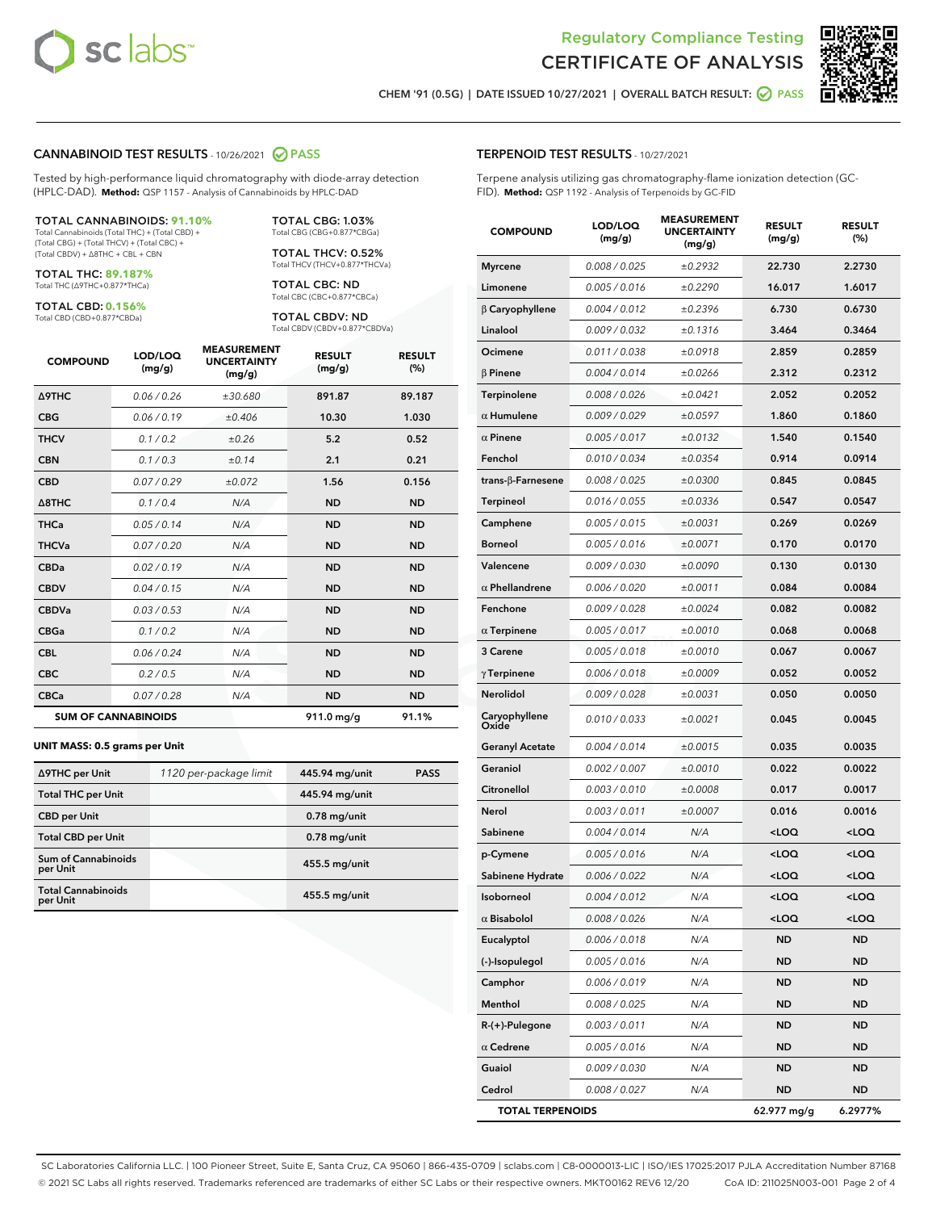# Regulatory Compliance Testing
# CERTIFICATE OF ANALYSIS

CHEM '91 (0.5G) | DATE ISSUED 10/27/2021 | OVERALL BATCH RESULT: PASS

## CANNABINOID TEST RESULTS - 10/26/2021 PASS

Tested by high-performance liquid chromatography with diode-array detection (HPLC-DAD). **Method:** QSP 1157 - Analysis of Cannabinoids by HPLC-DAD

**TOTAL CANNABINOIDS: 91.10%**
Total Cannabinoids (Total THC) + (Total CBD) + (Total CBG) + (Total THCV) + (Total CBC) + (Total CBDV) + Δ8THC + CBL + CBN

**TOTAL THC: 89.187%**
Total THC (Δ9THC+0.877*THCa)

**TOTAL CBD: 0.156%**
Total CBD (CBD+0.877*CBDa)

**TOTAL CBG: 1.03%**
Total CBG (CBG+0.877*CBGa)

**TOTAL THCV: 0.52%**
Total THCV (THCV+0.877*THCVa)

**TOTAL CBC: ND**
Total CBC (CBC+0.877*CBCa)

**TOTAL CBDV: ND**
Total CBDV (CBDV+0.877*CBDVa)

| COMPOUND | LOD/LOQ (mg/g) | MEASUREMENT UNCERTAINTY (mg/g) | RESULT (mg/g) | RESULT (%) |
|---|---|---|---|---|
| Δ9THC | 0.06 / 0.26 | ±30.680 | 891.87 | 89.187 |
| CBG | 0.06 / 0.19 | ±0.406 | 10.30 | 1.030 |
| THCV | 0.1 / 0.2 | ±0.26 | 5.2 | 0.52 |
| CBN | 0.1 / 0.3 | ±0.14 | 2.1 | 0.21 |
| CBD | 0.07 / 0.29 | ±0.072 | 1.56 | 0.156 |
| Δ8THC | 0.1 / 0.4 | N/A | ND | ND |
| THCa | 0.05 / 0.14 | N/A | ND | ND |
| THCVa | 0.07 / 0.20 | N/A | ND | ND |
| CBDa | 0.02 / 0.19 | N/A | ND | ND |
| CBDV | 0.04 / 0.15 | N/A | ND | ND |
| CBDVa | 0.03 / 0.53 | N/A | ND | ND |
| CBGa | 0.1 / 0.2 | N/A | ND | ND |
| CBL | 0.06 / 0.24 | N/A | ND | ND |
| CBC | 0.2 / 0.5 | N/A | ND | ND |
| CBCa | 0.07 / 0.28 | N/A | ND | ND |
| **SUM OF CANNABINOIDS** | | | 911.0 mg/g | 91.1% |

### UNIT MASS: 0.5 grams per Unit

| | | | |
|---|---|---|---|
| Δ9THC per Unit | 1120 per-package limit | 445.94 mg/unit | PASS |
| Total THC per Unit | | 445.94 mg/unit | |
| CBD per Unit | | 0.78 mg/unit | |
| Total CBD per Unit | | 0.78 mg/unit | |
| Sum of Cannabinoids per Unit | | 455.5 mg/unit | |
| Total Cannabinoids per Unit | | 455.5 mg/unit | |

## TERPENOID TEST RESULTS - 10/27/2021

Terpene analysis utilizing gas chromatography-flame ionization detection (GC-FID). **Method:** QSP 1192 - Analysis of Terpenoids by GC-FID

| COMPOUND | LOD/LOQ (mg/g) | MEASUREMENT UNCERTAINTY (mg/g) | RESULT (mg/g) | RESULT (%) |
|---|---|---|---|---|
| Myrcene | 0.008 / 0.025 | ±0.2932 | 22.730 | 2.2730 |
| Limonene | 0.005 / 0.016 | ±0.2290 | 16.017 | 1.6017 |
| β Caryophyllene | 0.004 / 0.012 | ±0.2396 | 6.730 | 0.6730 |
| Linalool | 0.009 / 0.032 | ±0.1316 | 3.464 | 0.3464 |
| Ocimene | 0.011 / 0.038 | ±0.0918 | 2.859 | 0.2859 |
| β Pinene | 0.004 / 0.014 | ±0.0266 | 2.312 | 0.2312 |
| Terpinolene | 0.008 / 0.026 | ±0.0421 | 2.052 | 0.2052 |
| α Humulene | 0.009 / 0.029 | ±0.0597 | 1.860 | 0.1860 |
| α Pinene | 0.005 / 0.017 | ±0.0132 | 1.540 | 0.1540 |
| Fenchol | 0.010 / 0.034 | ±0.0354 | 0.914 | 0.0914 |
| trans-β-Farnesene | 0.008 / 0.025 | ±0.0300 | 0.845 | 0.0845 |
| Terpineol | 0.016 / 0.055 | ±0.0336 | 0.547 | 0.0547 |
| Camphene | 0.005 / 0.015 | ±0.0031 | 0.269 | 0.0269 |
| Borneol | 0.005 / 0.016 | ±0.0071 | 0.170 | 0.0170 |
| Valencene | 0.009 / 0.030 | ±0.0090 | 0.130 | 0.0130 |
| α Phellandrene | 0.006 / 0.020 | ±0.0011 | 0.084 | 0.0084 |
| Fenchone | 0.009 / 0.028 | ±0.0024 | 0.082 | 0.0082 |
| α Terpinene | 0.005 / 0.017 | ±0.0010 | 0.068 | 0.0068 |
| 3 Carene | 0.005 / 0.018 | ±0.0010 | 0.067 | 0.0067 |
| γ Terpinene | 0.006 / 0.018 | ±0.0009 | 0.052 | 0.0052 |
| Nerolidol | 0.009 / 0.028 | ±0.0031 | 0.050 | 0.0050 |
| Caryophyllene Oxide | 0.010 / 0.033 | ±0.0021 | 0.045 | 0.0045 |
| Geranyl Acetate | 0.004 / 0.014 | ±0.0015 | 0.035 | 0.0035 |
| Geraniol | 0.002 / 0.007 | ±0.0010 | 0.022 | 0.0022 |
| Citronellol | 0.003 / 0.010 | ±0.0008 | 0.017 | 0.0017 |
| Nerol | 0.003 / 0.011 | ±0.0007 | 0.016 | 0.0016 |
| Sabinene | 0.004 / 0.014 | N/A | <LOQ | <LOQ |
| p-Cymene | 0.005 / 0.016 | N/A | <LOQ | <LOQ |
| Sabinene Hydrate | 0.006 / 0.022 | N/A | <LOQ | <LOQ |
| Isoborneol | 0.004 / 0.012 | N/A | <LOQ | <LOQ |
| α Bisabolol | 0.008 / 0.026 | N/A | <LOQ | <LOQ |
| Eucalyptol | 0.006 / 0.018 | N/A | ND | ND |
| (-)-Isopulegol | 0.005 / 0.016 | N/A | ND | ND |
| Camphor | 0.006 / 0.019 | N/A | ND | ND |
| Menthol | 0.008 / 0.025 | N/A | ND | ND |
| R-(+)-Pulegone | 0.003 / 0.011 | N/A | ND | ND |
| α Cedrene | 0.005 / 0.016 | N/A | ND | ND |
| Guaiol | 0.009 / 0.030 | N/A | ND | ND |
| Cedrol | 0.008 / 0.027 | N/A | ND | ND |
| **TOTAL TERPENOIDS** | | | 62.977 mg/g | 6.2977% |

SC Laboratories California LLC. | 100 Pioneer Street, Suite E, Santa Cruz, CA 95060 | 866-435-0709 | sclabs.com | C8-0000013-LIC | ISO/IES 17025:2017 PJLA Accreditation Number 87168
© 2021 SC Labs all rights reserved. Trademarks referenced are trademarks of either SC Labs or their respective owners. MKT00162 REV6 12/20 CoA ID: 211025N003-001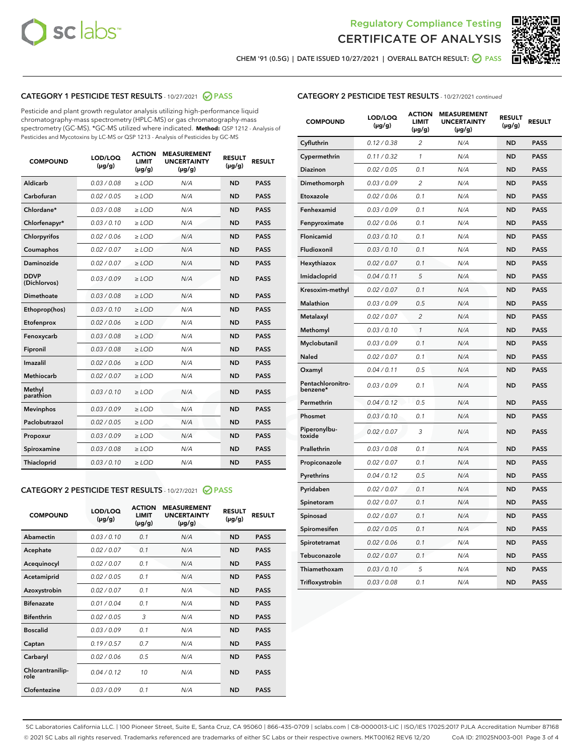# Regulatory Compliance Testing
# CERTIFICATE OF ANALYSIS

CHEM '91 (0.5G) | DATE ISSUED 10/27/2021 | OVERALL BATCH RESULT: PASS

## CATEGORY 1 PESTICIDE TEST RESULTS - 10/27/2021 PASS

Pesticide and plant growth regulator analysis utilizing high-performance liquid chromatography-mass spectrometry (HPLC-MS) or gas chromatography-mass spectrometry (GC-MS). *GC-MS utilized where indicated. **Method:** QSP 1212 - Analysis of Pesticides and Mycotoxins by LC-MS or QSP 1213 - Analysis of Pesticides by GC-MS

| COMPOUND | LOD/LOQ (µg/g) | ACTION LIMIT (µg/g) | MEASUREMENT UNCERTAINTY (µg/g) | RESULT (µg/g) | RESULT |
|---|---|---|---|---|---|
| Aldicarb | 0.03 / 0.08 | ≥ LOD | N/A | ND | PASS |
| Carbofuran | 0.02 / 0.05 | ≥ LOD | N/A | ND | PASS |
| Chlordane* | 0.03 / 0.08 | ≥ LOD | N/A | ND | PASS |
| Chlorfenapyr* | 0.03 / 0.10 | ≥ LOD | N/A | ND | PASS |
| Chlorpyrifos | 0.02 / 0.06 | ≥ LOD | N/A | ND | PASS |
| Coumaphos | 0.02 / 0.07 | ≥ LOD | N/A | ND | PASS |
| Daminozide | 0.02 / 0.07 | ≥ LOD | N/A | ND | PASS |
| DDVP (Dichlorvos) | 0.03 / 0.09 | ≥ LOD | N/A | ND | PASS |
| Dimethoate | 0.03 / 0.08 | ≥ LOD | N/A | ND | PASS |
| Ethoprop(hos) | 0.03 / 0.10 | ≥ LOD | N/A | ND | PASS |
| Etofenprox | 0.02 / 0.06 | ≥ LOD | N/A | ND | PASS |
| Fenoxycarb | 0.03 / 0.08 | ≥ LOD | N/A | ND | PASS |
| Fipronil | 0.03 / 0.08 | ≥ LOD | N/A | ND | PASS |
| Imazalil | 0.02 / 0.06 | ≥ LOD | N/A | ND | PASS |
| Methiocarb | 0.02 / 0.07 | ≥ LOD | N/A | ND | PASS |
| Methyl parathion | 0.03 / 0.10 | ≥ LOD | N/A | ND | PASS |
| Mevinphos | 0.03 / 0.09 | ≥ LOD | N/A | ND | PASS |
| Paclobutrazol | 0.02 / 0.05 | ≥ LOD | N/A | ND | PASS |
| Propoxur | 0.03 / 0.09 | ≥ LOD | N/A | ND | PASS |
| Spiroxamine | 0.03 / 0.08 | ≥ LOD | N/A | ND | PASS |
| Thiacloprid | 0.03 / 0.10 | ≥ LOD | N/A | ND | PASS |

## CATEGORY 2 PESTICIDE TEST RESULTS - 10/27/2021 PASS

| COMPOUND | LOD/LOQ (µg/g) | ACTION LIMIT (µg/g) | MEASUREMENT UNCERTAINTY (µg/g) | RESULT (µg/g) | RESULT |
|---|---|---|---|---|---|
| Abamectin | 0.03 / 0.10 | 0.1 | N/A | ND | PASS |
| Acephate | 0.02 / 0.07 | 0.1 | N/A | ND | PASS |
| Acequinocyl | 0.02 / 0.07 | 0.1 | N/A | ND | PASS |
| Acetamiprid | 0.02 / 0.05 | 0.1 | N/A | ND | PASS |
| Azoxystrobin | 0.02 / 0.07 | 0.1 | N/A | ND | PASS |
| Bifenazate | 0.01 / 0.04 | 0.1 | N/A | ND | PASS |
| Bifenthrin | 0.02 / 0.05 | 3 | N/A | ND | PASS |
| Boscalid | 0.03 / 0.09 | 0.1 | N/A | ND | PASS |
| Captan | 0.19 / 0.57 | 0.7 | N/A | ND | PASS |
| Carbaryl | 0.02 / 0.06 | 0.5 | N/A | ND | PASS |
| Chlorantraniliprole | 0.04 / 0.12 | 10 | N/A | ND | PASS |
| Clofentezine | 0.03 / 0.09 | 0.1 | N/A | ND | PASS |
| Cyfluthrin | 0.12 / 0.38 | 2 | N/A | ND | PASS |
| Cypermethrin | 0.11 / 0.32 | 1 | N/A | ND | PASS |
| Diazinon | 0.02 / 0.05 | 0.1 | N/A | ND | PASS |
| Dimethomorph | 0.03 / 0.09 | 2 | N/A | ND | PASS |
| Etoxazole | 0.02 / 0.06 | 0.1 | N/A | ND | PASS |
| Fenhexamid | 0.03 / 0.09 | 0.1 | N/A | ND | PASS |
| Fenpyroximate | 0.02 / 0.06 | 0.1 | N/A | ND | PASS |
| Flonicamid | 0.03 / 0.10 | 0.1 | N/A | ND | PASS |
| Fludioxonil | 0.03 / 0.10 | 0.1 | N/A | ND | PASS |
| Hexythiazox | 0.02 / 0.07 | 0.1 | N/A | ND | PASS |
| Imidacloprid | 0.04 / 0.11 | 5 | N/A | ND | PASS |
| Kresoxim-methyl | 0.02 / 0.07 | 0.1 | N/A | ND | PASS |
| Malathion | 0.03 / 0.09 | 0.5 | N/A | ND | PASS |
| Metalaxyl | 0.02 / 0.07 | 2 | N/A | ND | PASS |
| Methomyl | 0.03 / 0.10 | 1 | N/A | ND | PASS |
| Myclobutanil | 0.03 / 0.09 | 0.1 | N/A | ND | PASS |
| Naled | 0.02 / 0.07 | 0.1 | N/A | ND | PASS |
| Oxamyl | 0.04 / 0.11 | 0.5 | N/A | ND | PASS |
| Pentachloronitrobenzene* | 0.03 / 0.09 | 0.1 | N/A | ND | PASS |
| Permethrin | 0.04 / 0.12 | 0.5 | N/A | ND | PASS |
| Phosmet | 0.03 / 0.10 | 0.1 | N/A | ND | PASS |
| Piperonylbutoxide | 0.02 / 0.07 | 3 | N/A | ND | PASS |
| Prallethrin | 0.03 / 0.08 | 0.1 | N/A | ND | PASS |
| Propiconazole | 0.02 / 0.07 | 0.1 | N/A | ND | PASS |
| Pyrethrins | 0.04 / 0.12 | 0.5 | N/A | ND | PASS |
| Pyridaben | 0.02 / 0.07 | 0.1 | N/A | ND | PASS |
| Spinetoram | 0.02 / 0.07 | 0.1 | N/A | ND | PASS |
| Spinosad | 0.02 / 0.07 | 0.1 | N/A | ND | PASS |
| Spiromesifen | 0.02 / 0.05 | 0.1 | N/A | ND | PASS |
| Spirotetramat | 0.02 / 0.06 | 0.1 | N/A | ND | PASS |
| Tebuconazole | 0.02 / 0.07 | 0.1 | N/A | ND | PASS |
| Thiamethoxam | 0.03 / 0.10 | 5 | N/A | ND | PASS |
| Trifloxystrobin | 0.03 / 0.08 | 0.1 | N/A | ND | PASS |

SC Laboratories California LLC. | 100 Pioneer Street, Suite E, Santa Cruz, CA 95060 | 866-435-0709 | sclabs.com | C8-0000013-LIC | ISO/IES 17025:2017 PJLA Accreditation Number 87168
© 2021 SC Labs all rights reserved. Trademarks referenced are trademarks of either SC Labs or their respective owners. MKT00162 REV6 12/20 CoA ID: 211025N003-001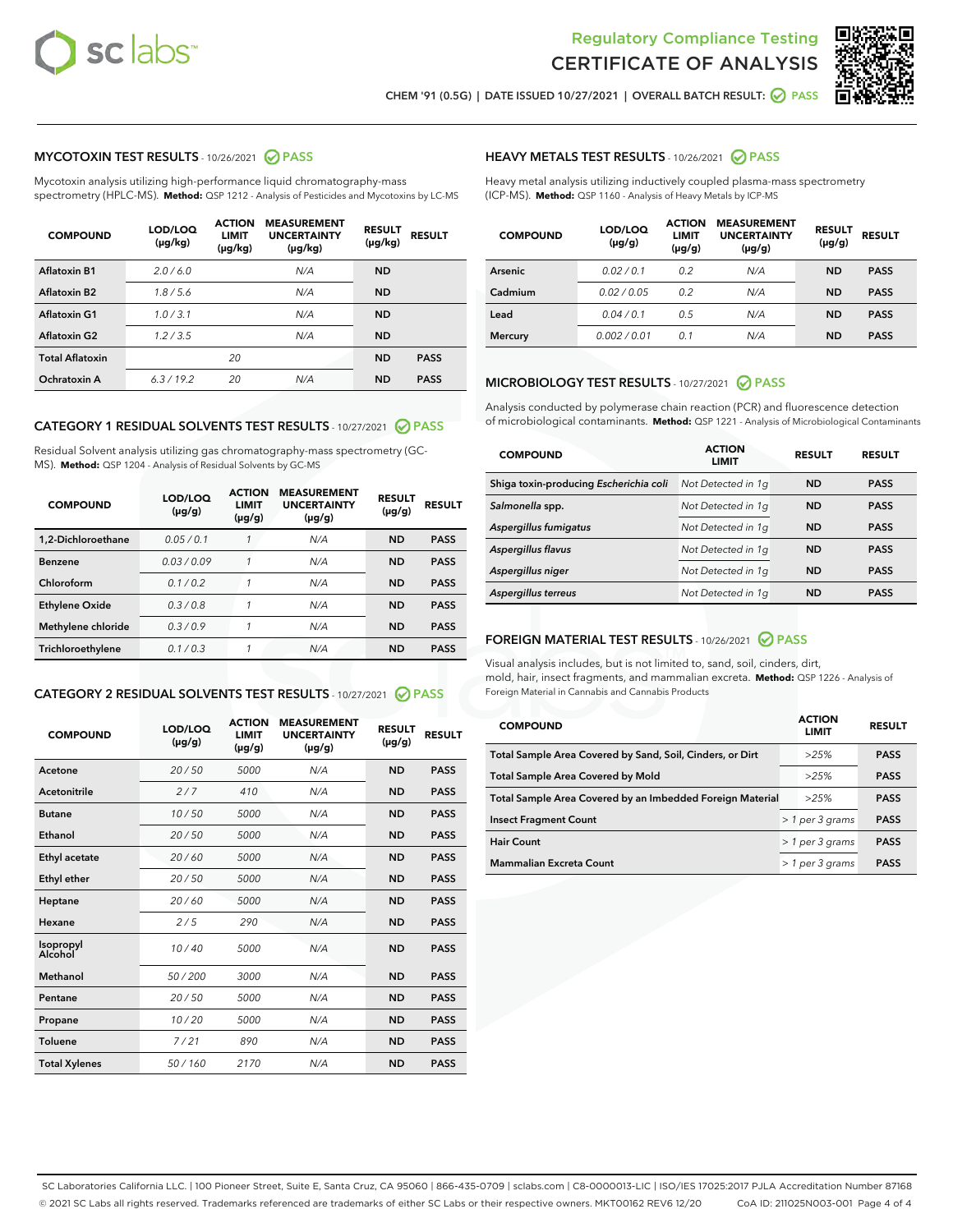Regulatory Compliance Testing
# CERTIFICATE OF ANALYSIS

CHEM '91 (0.5G) | DATE ISSUED 10/27/2021 | OVERALL BATCH RESULT: PASS

## MYCOTOXIN TEST RESULTS - 10/26/2021 PASS

Mycotoxin analysis utilizing high-performance liquid chromatography-mass spectrometry (HPLC-MS). **Method:** QSP 1212 - Analysis of Pesticides and Mycotoxins by LC-MS

| COMPOUND | LOD/LOQ (µg/kg) | ACTION LIMIT (µg/kg) | MEASUREMENT UNCERTAINTY (µg/kg) | RESULT (µg/kg) | RESULT |
|---|---|---|---|---|---|
| Aflatoxin B1 | 2.0 / 6.0 | | N/A | ND | |
| Aflatoxin B2 | 1.8 / 5.6 | | N/A | ND | |
| Aflatoxin G1 | 1.0 / 3.1 | | N/A | ND | |
| Aflatoxin G2 | 1.2 / 3.5 | | N/A | ND | |
| Total Aflatoxin | | 20 | | ND | PASS |
| Ochratoxin A | 6.3 / 19.2 | 20 | N/A | ND | PASS |

## CATEGORY 1 RESIDUAL SOLVENTS TEST RESULTS - 10/27/2021 PASS

Residual Solvent analysis utilizing gas chromatography-mass spectrometry (GC-MS). **Method:** QSP 1204 - Analysis of Residual Solvents by GC-MS

| COMPOUND | LOD/LOQ (µg/g) | ACTION LIMIT (µg/g) | MEASUREMENT UNCERTAINTY (µg/g) | RESULT (µg/g) | RESULT |
|---|---|---|---|---|---|
| 1,2-Dichloroethane | 0.05 / 0.1 | 1 | N/A | ND | PASS |
| Benzene | 0.03 / 0.09 | 1 | N/A | ND | PASS |
| Chloroform | 0.1 / 0.2 | 1 | N/A | ND | PASS |
| Ethylene Oxide | 0.3 / 0.8 | 1 | N/A | ND | PASS |
| Methylene chloride | 0.3 / 0.9 | 1 | N/A | ND | PASS |
| Trichloroethylene | 0.1 / 0.3 | 1 | N/A | ND | PASS |

## CATEGORY 2 RESIDUAL SOLVENTS TEST RESULTS - 10/27/2021 PASS

| COMPOUND | LOD/LOQ (µg/g) | ACTION LIMIT (µg/g) | MEASUREMENT UNCERTAINTY (µg/g) | RESULT (µg/g) | RESULT |
|---|---|---|---|---|---|
| Acetone | 20 / 50 | 5000 | N/A | ND | PASS |
| Acetonitrile | 2 / 7 | 410 | N/A | ND | PASS |
| Butane | 10 / 50 | 5000 | N/A | ND | PASS |
| Ethanol | 20 / 50 | 5000 | N/A | ND | PASS |
| Ethyl acetate | 20 / 60 | 5000 | N/A | ND | PASS |
| Ethyl ether | 20 / 50 | 5000 | N/A | ND | PASS |
| Heptane | 20 / 60 | 5000 | N/A | ND | PASS |
| Hexane | 2 / 5 | 290 | N/A | ND | PASS |
| Isopropyl Alcohol | 10 / 40 | 5000 | N/A | ND | PASS |
| Methanol | 50 / 200 | 3000 | N/A | ND | PASS |
| Pentane | 20 / 50 | 5000 | N/A | ND | PASS |
| Propane | 10 / 20 | 5000 | N/A | ND | PASS |
| Toluene | 7 / 21 | 890 | N/A | ND | PASS |
| Total Xylenes | 50 / 160 | 2170 | N/A | ND | PASS |

## HEAVY METALS TEST RESULTS - 10/26/2021 PASS

Heavy metal analysis utilizing inductively coupled plasma-mass spectrometry (ICP-MS). **Method:** QSP 1160 - Analysis of Heavy Metals by ICP-MS

| COMPOUND | LOD/LOQ (µg/g) | ACTION LIMIT (µg/g) | MEASUREMENT UNCERTAINTY (µg/g) | RESULT (µg/g) | RESULT |
|---|---|---|---|---|---|
| Arsenic | 0.02 / 0.1 | 0.2 | N/A | ND | PASS |
| Cadmium | 0.02 / 0.05 | 0.2 | N/A | ND | PASS |
| Lead | 0.04 / 0.1 | 0.5 | N/A | ND | PASS |
| Mercury | 0.002 / 0.01 | 0.1 | N/A | ND | PASS |

## MICROBIOLOGY TEST RESULTS - 10/27/2021 PASS

Analysis conducted by polymerase chain reaction (PCR) and fluorescence detection of microbiological contaminants. **Method:** QSP 1221 - Analysis of Microbiological Contaminants

| COMPOUND | ACTION LIMIT | RESULT | RESULT |
|---|---|---|---|
| Shiga toxin-producing *Escherichia coli* | Not Detected in 1g | ND | PASS |
| *Salmonella* spp. | Not Detected in 1g | ND | PASS |
| *Aspergillus fumigatus* | Not Detected in 1g | ND | PASS |
| *Aspergillus flavus* | Not Detected in 1g | ND | PASS |
| *Aspergillus niger* | Not Detected in 1g | ND | PASS |
| *Aspergillus terreus* | Not Detected in 1g | ND | PASS |

## FOREIGN MATERIAL TEST RESULTS - 10/26/2021 PASS

Visual analysis includes, but is not limited to, sand, soil, cinders, dirt, mold, hair, insect fragments, and mammalian excreta. **Method:** QSP 1226 - Analysis of Foreign Material in Cannabis and Cannabis Products

| COMPOUND | ACTION LIMIT | RESULT |
|---|---|---|
| Total Sample Area Covered by Sand, Soil, Cinders, or Dirt | >25% | PASS |
| Total Sample Area Covered by Mold | >25% | PASS |
| Total Sample Area Covered by an Imbedded Foreign Material | >25% | PASS |
| Insect Fragment Count | > 1 per 3 grams | PASS |
| Hair Count | > 1 per 3 grams | PASS |
| Mammalian Excreta Count | > 1 per 3 grams | PASS |

SC Laboratories California LLC. | 100 Pioneer Street, Suite E, Santa Cruz, CA 95060 | 866-435-0709 | sclabs.com | C8-0000013-LIC | ISO/IES 17025:2017 PJLA Accreditation Number 87168
© 2021 SC Labs all rights reserved. Trademarks referenced are trademarks of either SC Labs or their respective owners. MKT00162 REV6 12/20 CoA ID: 211025N003-001